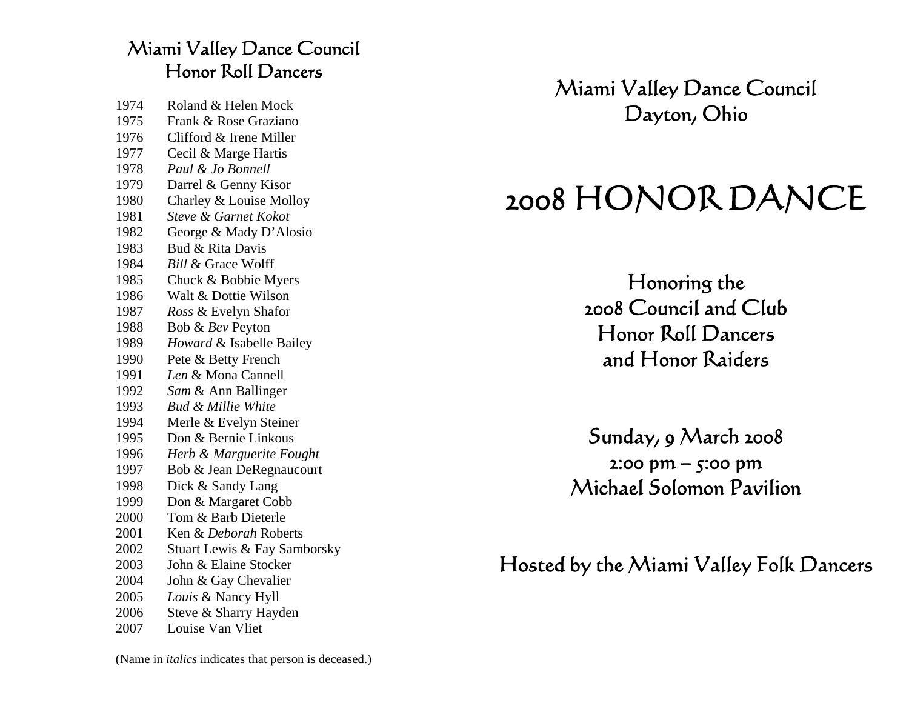## Miami Valley Dance Council
## Honor Roll Dancers

1974 Roland & Helen Mock
1975 Frank & Rose Graziano
1976 Clifford & Irene Miller
1977 Cecil & Marge Hartis
1978 *Paul & Jo Bonnell*
1979 Darrel & Genny Kisor
1980 Charley & Louise Molloy
1981 *Steve & Garnet Kokot*
1982 George & Mady D'Alosio
1983 Bud & Rita Davis
1984 *Bill* & Grace Wolff
1985 Chuck & Bobbie Myers
1986 Walt & Dottie Wilson
1987 *Ross* & Evelyn Shafor
1988 Bob & *Bev* Peyton
1989 *Howard* & Isabelle Bailey
1990 Pete & Betty French
1991 *Len* & Mona Cannell
1992 *Sam* & Ann Ballinger
1993 *Bud & Millie White*
1994 Merle & Evelyn Steiner
1995 Don & Bernie Linkous
1996 *Herb & Marguerite Fought*
1997 Bob & Jean DeRegnaucourt
1998 Dick & Sandy Lang
1999 Don & Margaret Cobb
2000 Tom & Barb Dieterle
2001 Ken & *Deborah* Roberts
2002 Stuart Lewis & Fay Samborsky
2003 John & Elaine Stocker
2004 John & Gay Chevalier
2005 *Louis* & Nancy Hyll
2006 Steve & Sharry Hayden
2007 Louise Van Vliet

(Name in *italics* indicates that person is deceased.)

## Miami Valley Dance Council
## Dayton, Ohio

# 2008 HONOR DANCE

Honoring the
2008 Council and Club
Honor Roll Dancers
and Honor Raiders

Sunday, 9 March 2008
2:00 pm – 5:00 pm
Michael Solomon Pavilion

Hosted by the Miami Valley Folk Dancers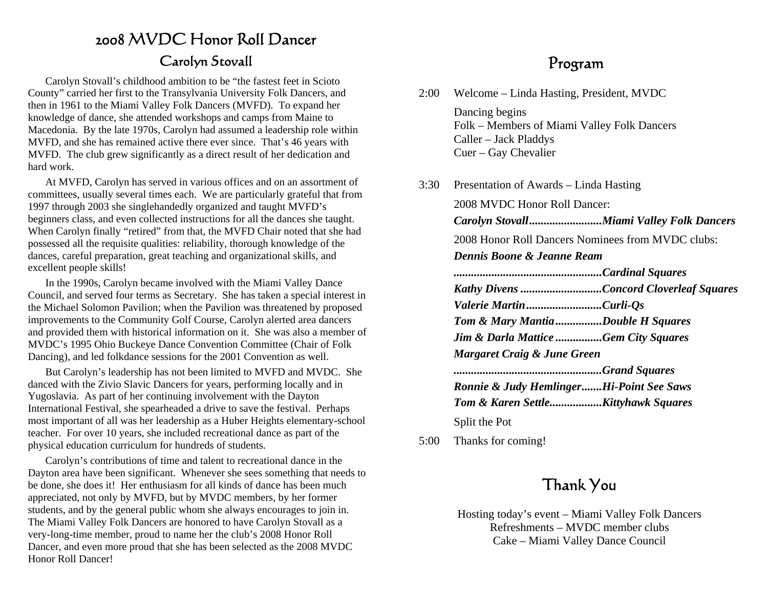# 2008 MVDC Honor Roll Dancer

## Carolyn Stovall

Carolyn Stovall's childhood ambition to be "the fastest feet in Scioto County" carried her first to the Transylvania University Folk Dancers, and then in 1961 to the Miami Valley Folk Dancers (MVFD). To expand her knowledge of dance, she attended workshops and camps from Maine to Macedonia. By the late 1970s, Carolyn had assumed a leadership role within MVFD, and she has remained active there ever since. That's 46 years with MVFD. The club grew significantly as a direct result of her dedication and hard work.

At MVFD, Carolyn has served in various offices and on an assortment of committees, usually several times each. We are particularly grateful that from 1997 through 2003 she singlehandedly organized and taught MVFD's beginners class, and even collected instructions for all the dances she taught. When Carolyn finally "retired" from that, the MVFD Chair noted that she had possessed all the requisite qualities: reliability, thorough knowledge of the dances, careful preparation, great teaching and organizational skills, and excellent people skills!

In the 1990s, Carolyn became involved with the Miami Valley Dance Council, and served four terms as Secretary. She has taken a special interest in the Michael Solomon Pavilion; when the Pavilion was threatened by proposed improvements to the Community Golf Course, Carolyn alerted area dancers and provided them with historical information on it. She was also a member of MVDC's 1995 Ohio Buckeye Dance Convention Committee (Chair of Folk Dancing), and led folkdance sessions for the 2001 Convention as well.

But Carolyn's leadership has not been limited to MVFD and MVDC. She danced with the Zivio Slavic Dancers for years, performing locally and in Yugoslavia. As part of her continuing involvement with the Dayton International Festival, she spearheaded a drive to save the festival. Perhaps most important of all was her leadership as a Huber Heights elementary-school teacher. For over 10 years, she included recreational dance as part of the physical education curriculum for hundreds of students.

Carolyn's contributions of time and talent to recreational dance in the Dayton area have been significant. Whenever she sees something that needs to be done, she does it! Her enthusiasm for all kinds of dance has been much appreciated, not only by MVFD, but by MVDC members, by her former students, and by the general public whom she always encourages to join in. The Miami Valley Folk Dancers are honored to have Carolyn Stovall as a very-long-time member, proud to name her the club's 2008 Honor Roll Dancer, and even more proud that she has been selected as the 2008 MVDC Honor Roll Dancer!

# Program

2:00 Welcome – Linda Hasting, President, MVDC

Dancing begins
Folk – Members of Miami Valley Folk Dancers
Caller – Jack Pladdys
Cuer – Gay Chevalier

3:30 Presentation of Awards – Linda Hasting

2008 MVDC Honor Roll Dancer:

***Carolyn Stovall.........................Miami Valley Folk Dancers***

2008 Honor Roll Dancers Nominees from MVDC clubs:

***Dennis Boone & Jeanne Ream***
***.................................................Cardinal Squares***
***Kathy Divens ...........................Concord Cloverleaf Squares***
***Valerie Martin..........................Curli-Qs***
***Tom & Mary Mantia................Double H Squares***
***Jim & Darla Mattice ................Gem City Squares***
***Margaret Craig & June Green***
***.................................................Grand Squares***
***Ronnie & Judy Hemlinger.......Hi-Point See Saws***
***Tom & Karen Settle.................Kittyhawk Squares***

Split the Pot

5:00 Thanks for coming!

# Thank You

Hosting today's event – Miami Valley Folk Dancers
Refreshments – MVDC member clubs
Cake – Miami Valley Dance Council